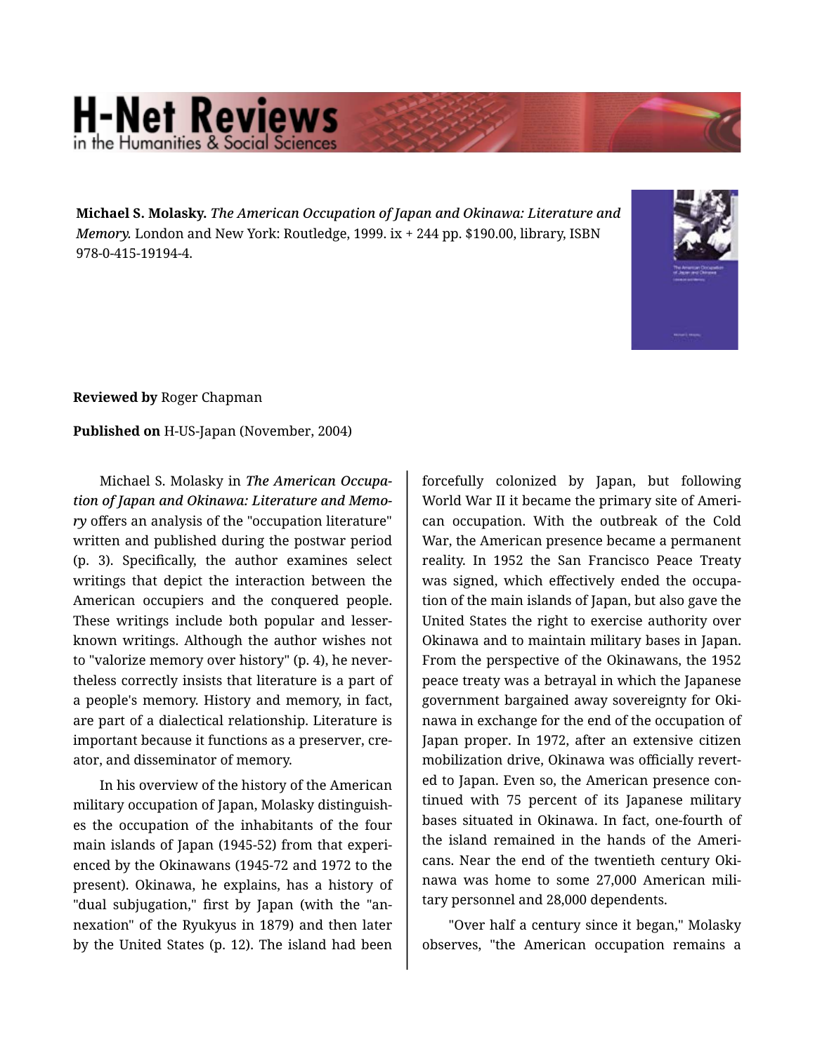**Michael S. Molasky.** ***The American Occupation of Japan and Okinawa: Literature and Memory.*** London and New York: Routledge, 1999. ix + 244 pp. $190.00, library, ISBN 978-0-415-19194-4.

**Reviewed by** Roger Chapman

**Published on** H-US-Japan (November, 2004)

Michael S. Molasky in ***The American Occupation of Japan and Okinawa: Literature and Memory*** offers an analysis of the "occupation literature" written and published during the postwar period (p. 3). Specifically, the author examines select writings that depict the interaction between the American occupiers and the conquered people. These writings include both popular and lesser-known writings. Although the author wishes not to "valorize memory over history" (p. 4), he nevertheless correctly insists that literature is a part of a people's memory. History and memory, in fact, are part of a dialectical relationship. Literature is important because it functions as a preserver, creator, and disseminator of memory.

In his overview of the history of the American military occupation of Japan, Molasky distinguishes the occupation of the inhabitants of the four main islands of Japan (1945-52) from that experienced by the Okinawans (1945-72 and 1972 to the present). Okinawa, he explains, has a history of "dual subjugation," first by Japan (with the "annexation" of the Ryukyus in 1879) and then later by the United States (p. 12). The island had been forcefully colonized by Japan, but following World War II it became the primary site of American occupation. With the outbreak of the Cold War, the American presence became a permanent reality. In 1952 the San Francisco Peace Treaty was signed, which effectively ended the occupation of the main islands of Japan, but also gave the United States the right to exercise authority over Okinawa and to maintain military bases in Japan. From the perspective of the Okinawans, the 1952 peace treaty was a betrayal in which the Japanese government bargained away sovereignty for Okinawa in exchange for the end of the occupation of Japan proper. In 1972, after an extensive citizen mobilization drive, Okinawa was officially reverted to Japan. Even so, the American presence continued with 75 percent of its Japanese military bases situated in Okinawa. In fact, one-fourth of the island remained in the hands of the Americans. Near the end of the twentieth century Okinawa was home to some 27,000 American military personnel and 28,000 dependents.

"Over half a century since it began," Molasky observes, "the American occupation remains a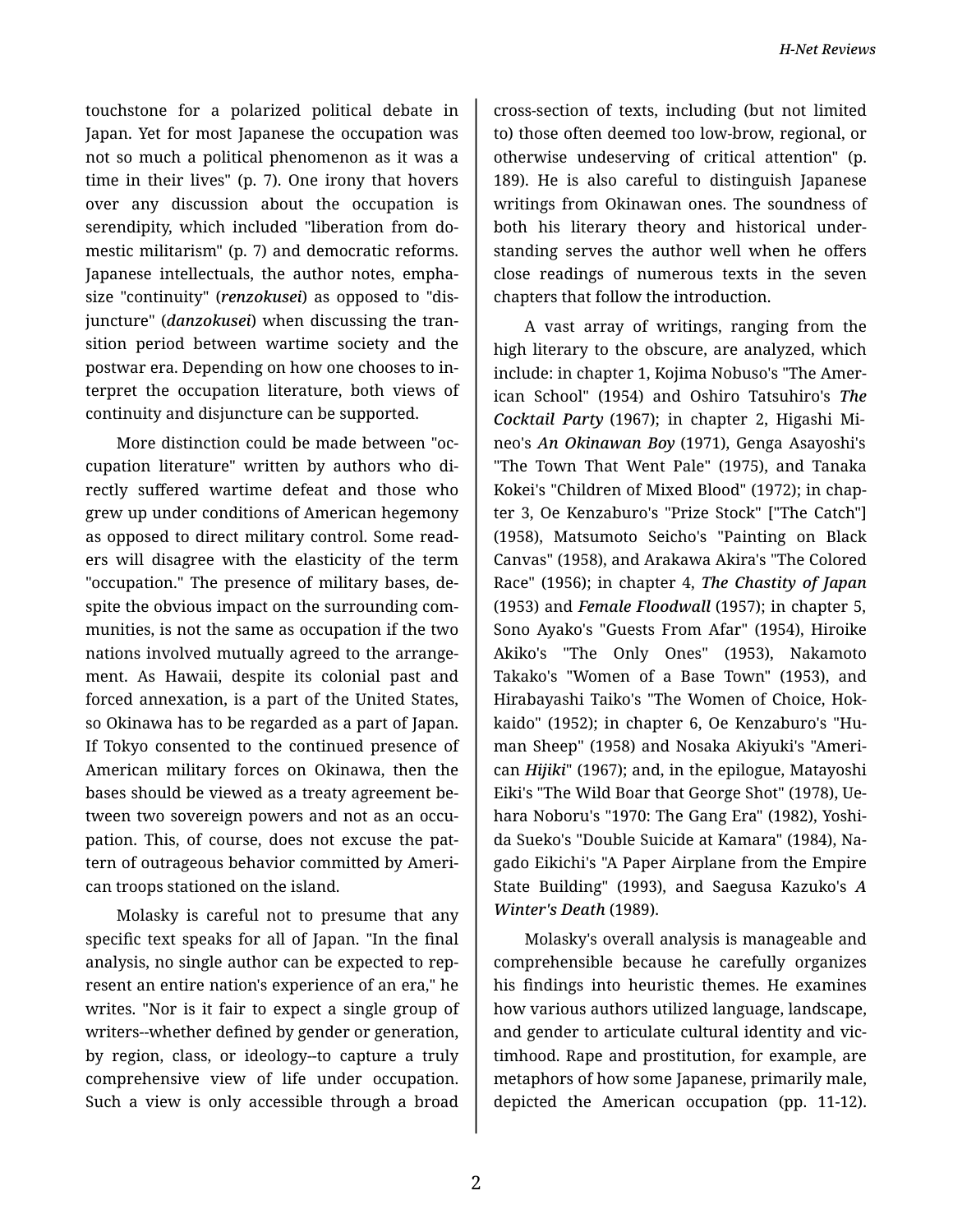touchstone for a polarized political debate in Japan. Yet for most Japanese the occupation was not so much a political phenomenon as it was a time in their lives" (p. 7). One irony that hovers over any discussion about the occupation is serendipity, which included "liberation from domestic militarism" (p. 7) and democratic reforms. Japanese intellectuals, the author notes, emphasize "continuity" (*renzokusei*) as opposed to "disjuncture" (*danzokusei*) when discussing the transition period between wartime society and the postwar era. Depending on how one chooses to interpret the occupation literature, both views of continuity and disjuncture can be supported.

More distinction could be made between "occupation literature" written by authors who directly suffered wartime defeat and those who grew up under conditions of American hegemony as opposed to direct military control. Some readers will disagree with the elasticity of the term "occupation." The presence of military bases, despite the obvious impact on the surrounding communities, is not the same as occupation if the two nations involved mutually agreed to the arrangement. As Hawaii, despite its colonial past and forced annexation, is a part of the United States, so Okinawa has to be regarded as a part of Japan. If Tokyo consented to the continued presence of American military forces on Okinawa, then the bases should be viewed as a treaty agreement between two sovereign powers and not as an occupation. This, of course, does not excuse the pattern of outrageous behavior committed by American troops stationed on the island.

Molasky is careful not to presume that any specific text speaks for all of Japan. "In the final analysis, no single author can be expected to represent an entire nation's experience of an era," he writes. "Nor is it fair to expect a single group of writers--whether defined by gender or generation, by region, class, or ideology--to capture a truly comprehensive view of life under occupation. Such a view is only accessible through a broad cross-section of texts, including (but not limited to) those often deemed too low-brow, regional, or otherwise undeserving of critical attention" (p. 189). He is also careful to distinguish Japanese writings from Okinawan ones. The soundness of both his literary theory and historical understanding serves the author well when he offers close readings of numerous texts in the seven chapters that follow the introduction.

A vast array of writings, ranging from the high literary to the obscure, are analyzed, which include: in chapter 1, Kojima Nobuso's "The American School" (1954) and Oshiro Tatsuhiro's ***The Cocktail Party*** (1967); in chapter 2, Higashi Mineo's ***An Okinawan Boy*** (1971), Genga Asayoshi's "The Town That Went Pale" (1975), and Tanaka Kokei's "Children of Mixed Blood" (1972); in chapter 3, Oe Kenzaburo's "Prize Stock" ["The Catch"] (1958), Matsumoto Seicho's "Painting on Black Canvas" (1958), and Arakawa Akira's "The Colored Race" (1956); in chapter 4, ***The Chastity of Japan*** (1953) and ***Female Floodwall*** (1957); in chapter 5, Sono Ayako's "Guests From Afar" (1954), Hiroike Akiko's "The Only Ones" (1953), Nakamoto Takako's "Women of a Base Town" (1953), and Hirabayashi Taiko's "The Women of Choice, Hokkaido" (1952); in chapter 6, Oe Kenzaburo's "Human Sheep" (1958) and Nosaka Akiyuki's "American ***Hijiki***" (1967); and, in the epilogue, Matayoshi Eiki's "The Wild Boar that George Shot" (1978), Uehara Noboru's "1970: The Gang Era" (1982), Yoshida Sueko's "Double Suicide at Kamara" (1984), Nagado Eikichi's "A Paper Airplane from the Empire State Building" (1993), and Saegusa Kazuko's ***A Winter's Death*** (1989).

Molasky's overall analysis is manageable and comprehensible because he carefully organizes his findings into heuristic themes. He examines how various authors utilized language, landscape, and gender to articulate cultural identity and victimhood. Rape and prostitution, for example, are metaphors of how some Japanese, primarily male, depicted the American occupation (pp. 11-12).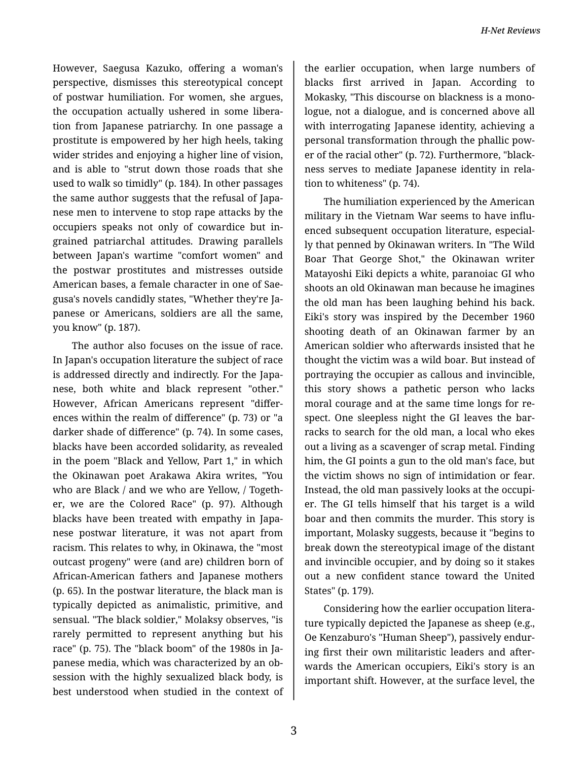However, Saegusa Kazuko, offering a woman's perspective, dismisses this stereotypical concept of postwar humiliation. For women, she argues, the occupation actually ushered in some liberation from Japanese patriarchy. In one passage a prostitute is empowered by her high heels, taking wider strides and enjoying a higher line of vision, and is able to "strut down those roads that she used to walk so timidly" (p. 184). In other passages the same author suggests that the refusal of Japanese men to intervene to stop rape attacks by the occupiers speaks not only of cowardice but ingrained patriarchal attitudes. Drawing parallels between Japan's wartime "comfort women" and the postwar prostitutes and mistresses outside American bases, a female character in one of Saegusa's novels candidly states, "Whether they're Japanese or Americans, soldiers are all the same, you know" (p. 187).

The author also focuses on the issue of race. In Japan's occupation literature the subject of race is addressed directly and indirectly. For the Japanese, both white and black represent "other." However, African Americans represent "differences within the realm of difference" (p. 73) or "a darker shade of difference" (p. 74). In some cases, blacks have been accorded solidarity, as revealed in the poem "Black and Yellow, Part 1," in which the Okinawan poet Arakawa Akira writes, "You who are Black / and we who are Yellow, / Together, we are the Colored Race" (p. 97). Although blacks have been treated with empathy in Japanese postwar literature, it was not apart from racism. This relates to why, in Okinawa, the "most outcast progeny" were (and are) children born of African-American fathers and Japanese mothers (p. 65). In the postwar literature, the black man is typically depicted as animalistic, primitive, and sensual. "The black soldier," Molaksy observes, "is rarely permitted to represent anything but his race" (p. 75). The "black boom" of the 1980s in Japanese media, which was characterized by an obsession with the highly sexualized black body, is best understood when studied in the context of the earlier occupation, when large numbers of blacks first arrived in Japan. According to Mokasky, "This discourse on blackness is a monologue, not a dialogue, and is concerned above all with interrogating Japanese identity, achieving a personal transformation through the phallic power of the racial other" (p. 72). Furthermore, "blackness serves to mediate Japanese identity in relation to whiteness" (p. 74).

The humiliation experienced by the American military in the Vietnam War seems to have influenced subsequent occupation literature, especially that penned by Okinawan writers. In "The Wild Boar That George Shot," the Okinawan writer Matayoshi Eiki depicts a white, paranoiac GI who shoots an old Okinawan man because he imagines the old man has been laughing behind his back. Eiki's story was inspired by the December 1960 shooting death of an Okinawan farmer by an American soldier who afterwards insisted that he thought the victim was a wild boar. But instead of portraying the occupier as callous and invincible, this story shows a pathetic person who lacks moral courage and at the same time longs for respect. One sleepless night the GI leaves the barracks to search for the old man, a local who ekes out a living as a scavenger of scrap metal. Finding him, the GI points a gun to the old man's face, but the victim shows no sign of intimidation or fear. Instead, the old man passively looks at the occupier. The GI tells himself that his target is a wild boar and then commits the murder. This story is important, Molasky suggests, because it "begins to break down the stereotypical image of the distant and invincible occupier, and by doing so it stakes out a new confident stance toward the United States" (p. 179).

Considering how the earlier occupation literature typically depicted the Japanese as sheep (e.g., Oe Kenzaburo's "Human Sheep"), passively enduring first their own militaristic leaders and afterwards the American occupiers, Eiki's story is an important shift. However, at the surface level, the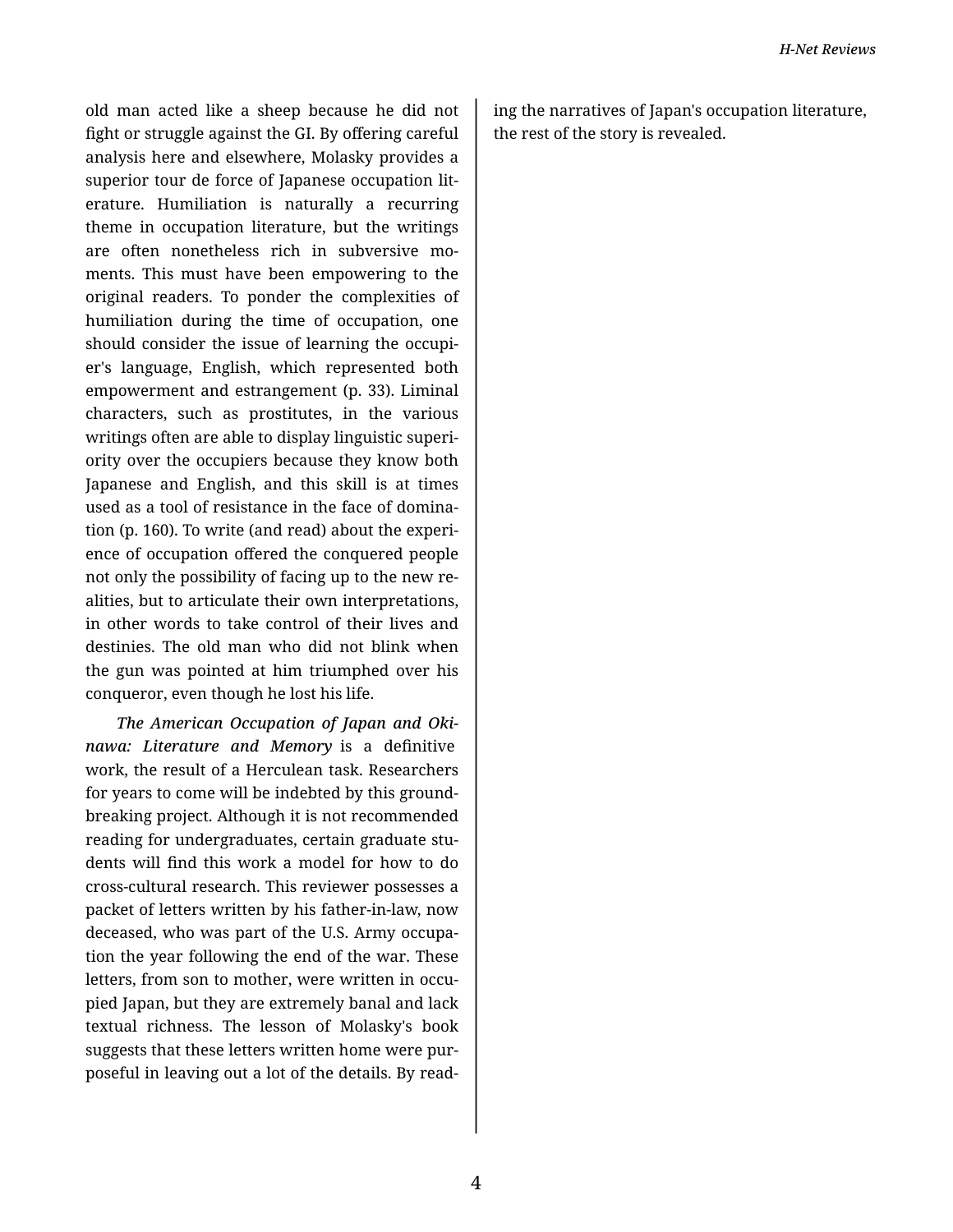old man acted like a sheep because he did not fight or struggle against the GI. By offering careful analysis here and elsewhere, Molasky provides a superior tour de force of Japanese occupation literature. Humiliation is naturally a recurring theme in occupation literature, but the writings are often nonetheless rich in subversive moments. This must have been empowering to the original readers. To ponder the complexities of humiliation during the time of occupation, one should consider the issue of learning the occupier's language, English, which represented both empowerment and estrangement (p. 33). Liminal characters, such as prostitutes, in the various writings often are able to display linguistic superiority over the occupiers because they know both Japanese and English, and this skill is at times used as a tool of resistance in the face of domination (p. 160). To write (and read) about the experience of occupation offered the conquered people not only the possibility of facing up to the new realities, but to articulate their own interpretations, in other words to take control of their lives and destinies. The old man who did not blink when the gun was pointed at him triumphed over his conqueror, even though he lost his life.

***The American Occupation of Japan and Okinawa: Literature and Memory*** is a definitive work, the result of a Herculean task. Researchers for years to come will be indebted by this groundbreaking project. Although it is not recommended reading for undergraduates, certain graduate students will find this work a model for how to do cross-cultural research. This reviewer possesses a packet of letters written by his father-in-law, now deceased, who was part of the U.S. Army occupation the year following the end of the war. These letters, from son to mother, were written in occupied Japan, but they are extremely banal and lack textual richness. The lesson of Molasky's book suggests that these letters written home were purposeful in leaving out a lot of the details. By reading the narratives of Japan's occupation literature, the rest of the story is revealed.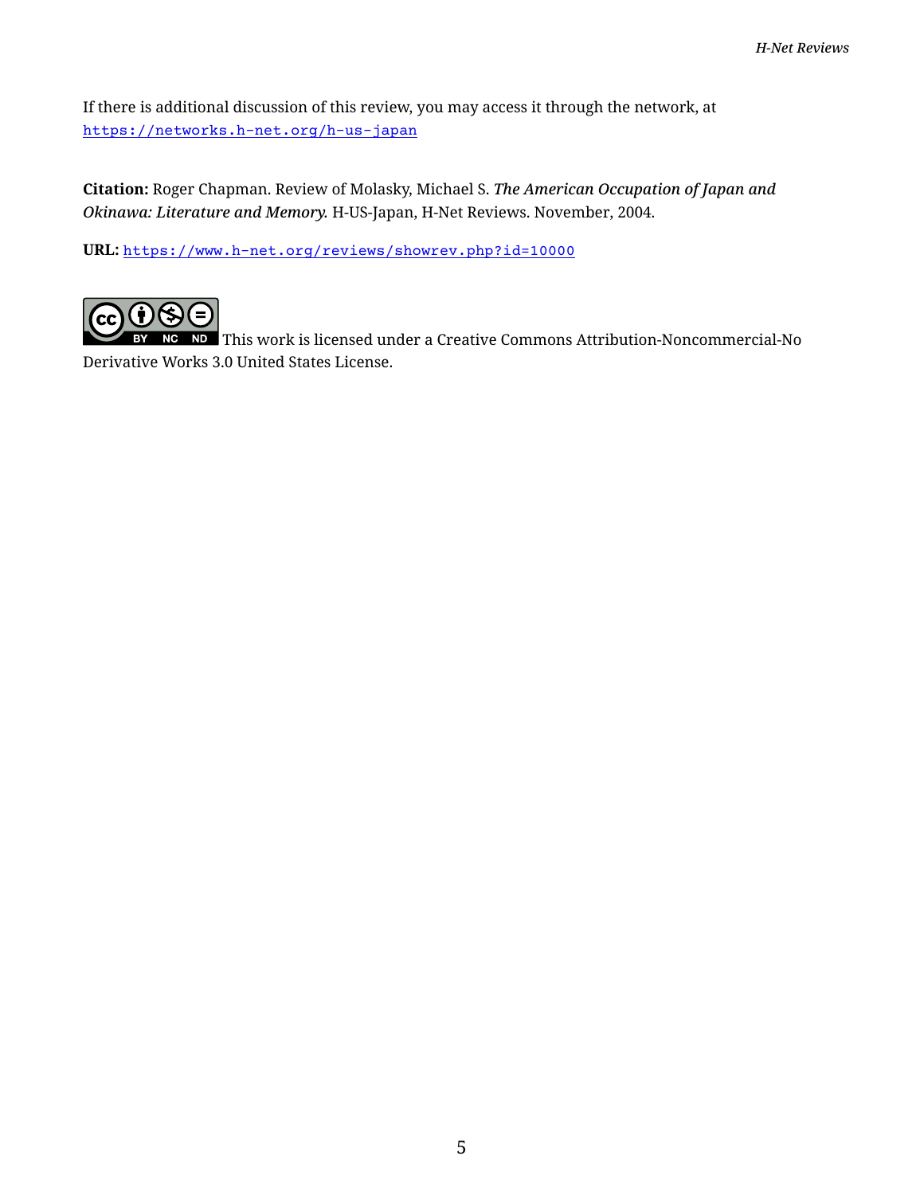If there is additional discussion of this review, you may access it through the network, at https://networks.h-net.org/h-us-japan

**Citation:** Roger Chapman. Review of Molasky, Michael S. *The American Occupation of Japan and Okinawa: Literature and Memory.* H-US-Japan, H-Net Reviews. November, 2004.

**URL:** https://www.h-net.org/reviews/showrev.php?id=10000

This work is licensed under a Creative Commons Attribution-Noncommercial-No Derivative Works 3.0 United States License.